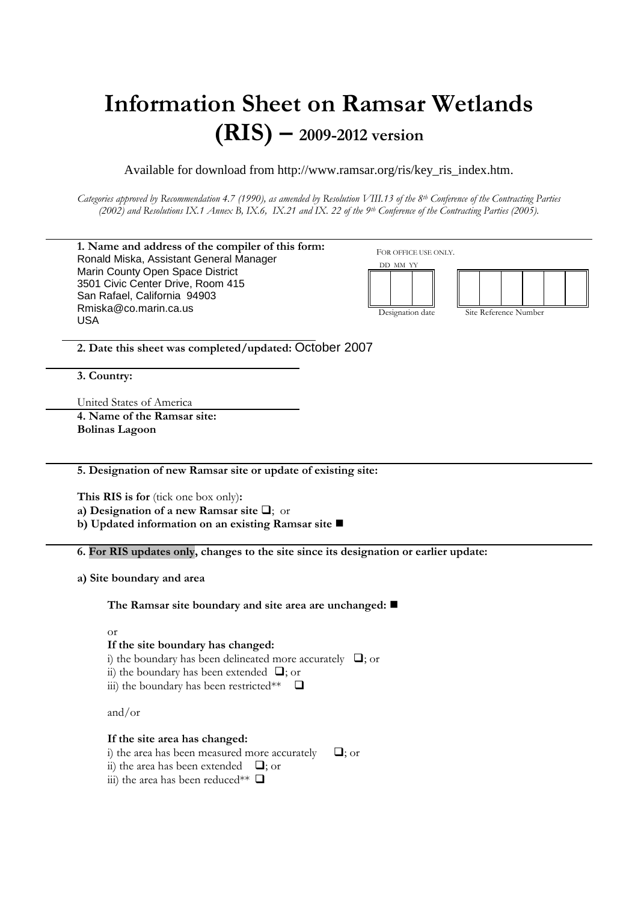# Information Sheet on Ramsar Wetlands (RIS) – 2009-2012 version

Available for download from http://www.ramsar.org/ris/key_ris_index.htm.

*Categories approved by Recommendation 4.7 (1990), as amended by Resolution VIII.13 of the 8th Conference of the Contracting Parties (2002) and Resolutions IX.1 Annex B, IX.6, IX.21 and IX. 22 of the 9th Conference of the Contracting Parties (2005).*

**1. Name and address of the compiler of this form:**
Ronald Miska, Assistant General Manager
Marin County Open Space District
3501 Civic Center Drive, Room 415
San Rafael, California 94903
Rmiska@co.marin.ca.us
USA

FOR OFFICE USE ONLY.

DD MM YY

| | | |
|---|---|---|
| | | |

Designation date

| | | | | | |
|---|---|---|---|---|---|
| | | | | | |

Site Reference Number

**2. Date this sheet was completed/updated:** October 2007

**3. Country:**

United States of America

**4. Name of the Ramsar site:**
**Bolinas Lagoon**

**5. Designation of new Ramsar site or update of existing site:**

**This RIS is for** (tick one box only)**:**
**a) Designation of a new Ramsar site** ❑; or
**b) Updated information on an existing Ramsar site** ■

**6. For RIS updates only, changes to the site since its designation or earlier update:**

**a) Site boundary and area**

**The Ramsar site boundary and site area are unchanged:** ■

or

**If the site boundary has changed:**
i) the boundary has been delineated more accurately ❑; or
ii) the boundary has been extended ❑; or
iii) the boundary has been restricted** ❑

and/or

**If the site area has changed:**
i) the area has been measured more accurately ❑; or
ii) the area has been extended ❑; or
iii) the area has been reduced** ❑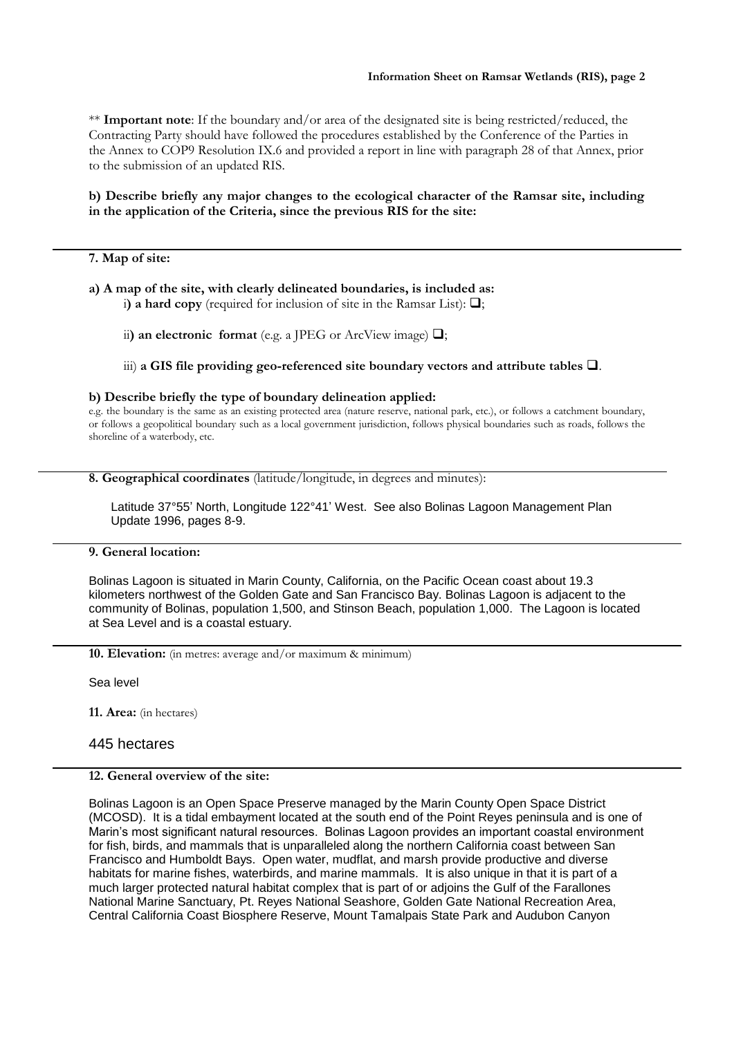** **Important note**: If the boundary and/or area of the designated site is being restricted/reduced, the Contracting Party should have followed the procedures established by the Conference of the Parties in the Annex to COP9 Resolution IX.6 and provided a report in line with paragraph 28 of that Annex, prior to the submission of an updated RIS.

**b) Describe briefly any major changes to the ecological character of the Ramsar site, including in the application of the Criteria, since the previous RIS for the site:**

---

**7. Map of site:**

**a) A map of the site, with clearly delineated boundaries, is included as:**

i**) a hard copy** (required for inclusion of site in the Ramsar List): ❑;

ii**) an electronic format** (e.g. a JPEG or ArcView image) ❑;

iii) **a GIS file providing geo-referenced site boundary vectors and attribute tables** ❑.

**b) Describe briefly the type of boundary delineation applied:**

e.g. the boundary is the same as an existing protected area (nature reserve, national park, etc.), or follows a catchment boundary, or follows a geopolitical boundary such as a local government jurisdiction, follows physical boundaries such as roads, follows the shoreline of a waterbody, etc.

---

**8. Geographical coordinates** (latitude/longitude, in degrees and minutes):

Latitude 37°55' North, Longitude 122°41' West. See also Bolinas Lagoon Management Plan Update 1996, pages 8-9.

---

**9. General location:**

Bolinas Lagoon is situated in Marin County, California, on the Pacific Ocean coast about 19.3 kilometers northwest of the Golden Gate and San Francisco Bay. Bolinas Lagoon is adjacent to the community of Bolinas, population 1,500, and Stinson Beach, population 1,000. The Lagoon is located at Sea Level and is a coastal estuary.

---

**10. Elevation:** (in metres: average and/or maximum & minimum)

Sea level

**11. Area:** (in hectares)

445 hectares

---

**12. General overview of the site:**

Bolinas Lagoon is an Open Space Preserve managed by the Marin County Open Space District (MCOSD). It is a tidal embayment located at the south end of the Point Reyes peninsula and is one of Marin's most significant natural resources. Bolinas Lagoon provides an important coastal environment for fish, birds, and mammals that is unparalleled along the northern California coast between San Francisco and Humboldt Bays. Open water, mudflat, and marsh provide productive and diverse habitats for marine fishes, waterbirds, and marine mammals. It is also unique in that it is part of a much larger protected natural habitat complex that is part of or adjoins the Gulf of the Farallones National Marine Sanctuary, Pt. Reyes National Seashore, Golden Gate National Recreation Area, Central California Coast Biosphere Reserve, Mount Tamalpais State Park and Audubon Canyon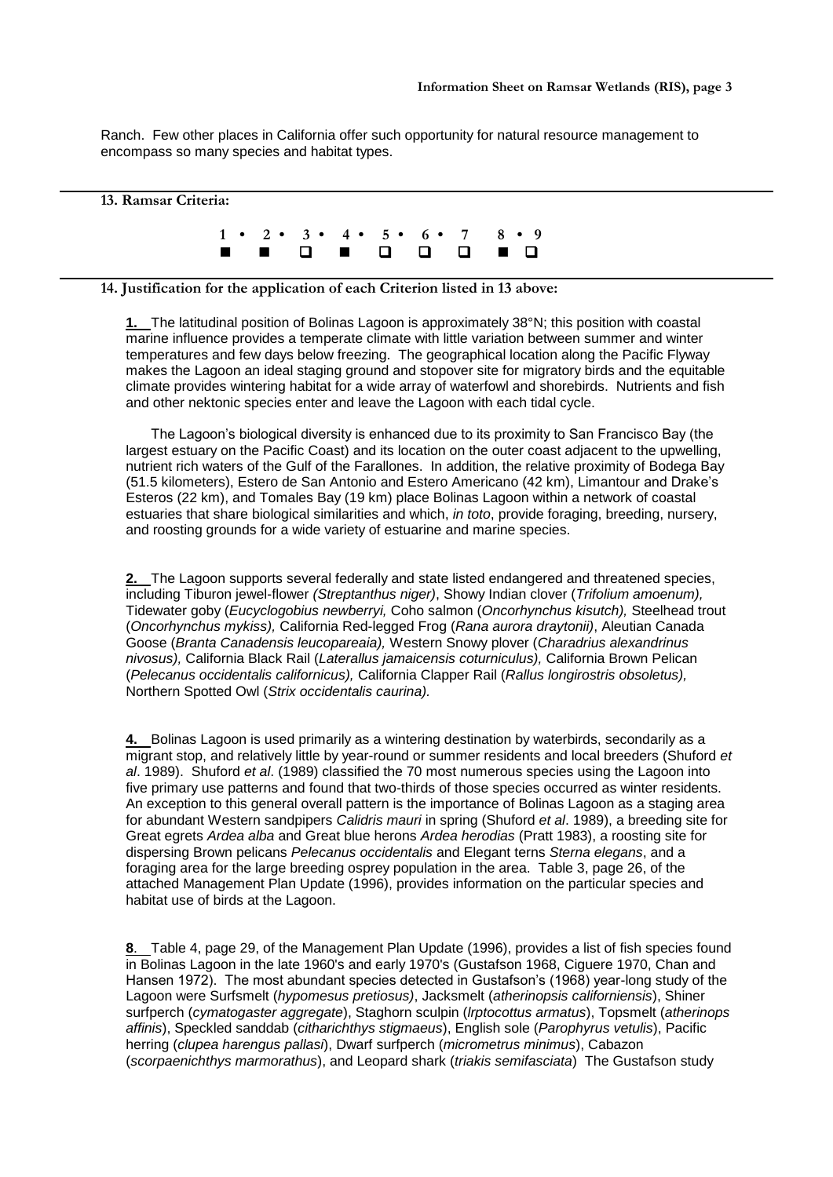Ranch. Few other places in California offer such opportunity for natural resource management to encompass so many species and habitat types.

**13. Ramsar Criteria:**

| 1 | 2 | 3 | 4 | 5 | 6 | 7 | 8 | 9 |
|---|---|---|---|---|---|---|---|---|
| ■ | ■ | ❑ | ■ | ❑ | ❑ | ❑ | ■ | ❑ |

**14. Justification for the application of each Criterion listed in 13 above:**

**1.** The latitudinal position of Bolinas Lagoon is approximately 38°N; this position with coastal marine influence provides a temperate climate with little variation between summer and winter temperatures and few days below freezing. The geographical location along the Pacific Flyway makes the Lagoon an ideal staging ground and stopover site for migratory birds and the equitable climate provides wintering habitat for a wide array of waterfowl and shorebirds. Nutrients and fish and other nektonic species enter and leave the Lagoon with each tidal cycle.

The Lagoon's biological diversity is enhanced due to its proximity to San Francisco Bay (the largest estuary on the Pacific Coast) and its location on the outer coast adjacent to the upwelling, nutrient rich waters of the Gulf of the Farallones. In addition, the relative proximity of Bodega Bay (51.5 kilometers), Estero de San Antonio and Estero Americano (42 km), Limantour and Drake's Esteros (22 km), and Tomales Bay (19 km) place Bolinas Lagoon within a network of coastal estuaries that share biological similarities and which, *in toto*, provide foraging, breeding, nursery, and roosting grounds for a wide variety of estuarine and marine species.

**2.** The Lagoon supports several federally and state listed endangered and threatened species, including Tiburon jewel-flower *(Streptanthus niger)*, Showy Indian clover (*Trifolium amoenum),* Tidewater goby (*Eucyclogobius newberryi,* Coho salmon (*Oncorhynchus kisutch),* Steelhead trout (*Oncorhynchus mykiss),* California Red-legged Frog (*Rana aurora draytonii)*, Aleutian Canada Goose (*Branta Canadensis leucopareaia),* Western Snowy plover (*Charadrius alexandrinus nivosus),* California Black Rail (*Laterallus jamaicensis coturniculus),* California Brown Pelican (*Pelecanus occidentalis californicus),* California Clapper Rail (*Rallus longirostris obsoletus),* Northern Spotted Owl (*Strix occidentalis caurina).*

**4.** Bolinas Lagoon is used primarily as a wintering destination by waterbirds, secondarily as a migrant stop, and relatively little by year-round or summer residents and local breeders (Shuford *et al*. 1989). Shuford *et al*. (1989) classified the 70 most numerous species using the Lagoon into five primary use patterns and found that two-thirds of those species occurred as winter residents. An exception to this general overall pattern is the importance of Bolinas Lagoon as a staging area for abundant Western sandpipers *Calidris mauri* in spring (Shuford *et al*. 1989), a breeding site for Great egrets *Ardea alba* and Great blue herons *Ardea herodias* (Pratt 1983), a roosting site for dispersing Brown pelicans *Pelecanus occidentalis* and Elegant terns *Sterna elegans*, and a foraging area for the large breeding osprey population in the area. Table 3, page 26, of the attached Management Plan Update (1996), provides information on the particular species and habitat use of birds at the Lagoon.

**8**. Table 4, page 29, of the Management Plan Update (1996), provides a list of fish species found in Bolinas Lagoon in the late 1960's and early 1970's (Gustafson 1968, Ciguere 1970, Chan and Hansen 1972). The most abundant species detected in Gustafson's (1968) year-long study of the Lagoon were Surfsmelt (*hypomesus pretiosus)*, Jacksmelt (*atherinopsis californiensis*), Shiner surfperch (*cymatogaster aggregate*), Staghorn sculpin (*lrptocottus armatus*), Topsmelt (*atherinops affinis*), Speckled sanddab (*citharichthys stigmaeus*), English sole (*Parophyrus vetulis*), Pacific herring (*clupea harengus pallasi*), Dwarf surfperch (*micrometrus minimus*), Cabazon (*scorpaenichthys marmorathus*), and Leopard shark (*triakis semifasciata*) The Gustafson study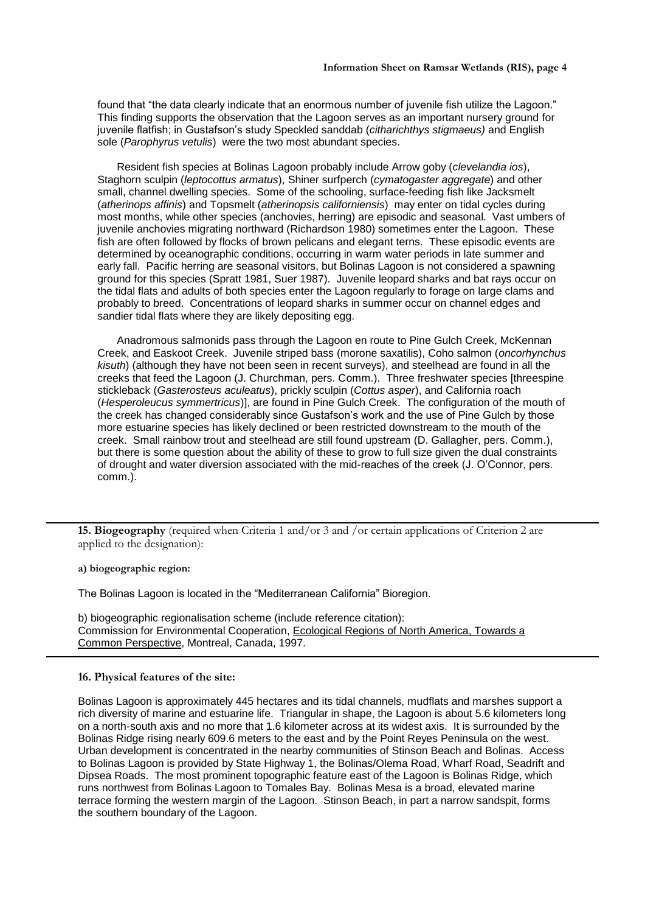found that "the data clearly indicate that an enormous number of juvenile fish utilize the Lagoon." This finding supports the observation that the Lagoon serves as an important nursery ground for juvenile flatfish; in Gustafson's study Speckled sanddab (*citharichthys stigmaeus)* and English sole (*Parophyrus vetulis*) were the two most abundant species.

Resident fish species at Bolinas Lagoon probably include Arrow goby (*clevelandia ios*), Staghorn sculpin (*leptocottus armatus*), Shiner surfperch (*cymatogaster aggregate*) and other small, channel dwelling species. Some of the schooling, surface-feeding fish like Jacksmelt (*atherinops affinis*) and Topsmelt (*atherinopsis californiensis*) may enter on tidal cycles during most months, while other species (anchovies, herring) are episodic and seasonal. Vast umbers of juvenile anchovies migrating northward (Richardson 1980) sometimes enter the Lagoon. These fish are often followed by flocks of brown pelicans and elegant terns. These episodic events are determined by oceanographic conditions, occurring in warm water periods in late summer and early fall. Pacific herring are seasonal visitors, but Bolinas Lagoon is not considered a spawning ground for this species (Spratt 1981, Suer 1987). Juvenile leopard sharks and bat rays occur on the tidal flats and adults of both species enter the Lagoon regularly to forage on large clams and probably to breed. Concentrations of leopard sharks in summer occur on channel edges and sandier tidal flats where they are likely depositing egg.

Anadromous salmonids pass through the Lagoon en route to Pine Gulch Creek, McKennan Creek, and Easkoot Creek. Juvenile striped bass (morone saxatilis), Coho salmon (*oncorhynchus kisuth*) (although they have not been seen in recent surveys), and steelhead are found in all the creeks that feed the Lagoon (J. Churchman, pers. Comm.). Three freshwater species [threespine stickleback (*Gasterosteus aculeatus*), prickly sculpin (*Cottus asper*), and California roach (*Hesperoleucus symmertricus*)], are found in Pine Gulch Creek. The configuration of the mouth of the creek has changed considerably since Gustafson's work and the use of Pine Gulch by those more estuarine species has likely declined or been restricted downstream to the mouth of the creek. Small rainbow trout and steelhead are still found upstream (D. Gallagher, pers. Comm.), but there is some question about the ability of these to grow to full size given the dual constraints of drought and water diversion associated with the mid-reaches of the creek (J. O'Connor, pers. comm.).

**15. Biogeography** (required when Criteria 1 and/or 3 and /or certain applications of Criterion 2 are applied to the designation):

**a) biogeographic region:**

The Bolinas Lagoon is located in the "Mediterranean California" Bioregion.

b) biogeographic regionalisation scheme (include reference citation):
Commission for Environmental Cooperation, Ecological Regions of North America, Towards a Common Perspective, Montreal, Canada, 1997.

**16. Physical features of the site:**

Bolinas Lagoon is approximately 445 hectares and its tidal channels, mudflats and marshes support a rich diversity of marine and estuarine life. Triangular in shape, the Lagoon is about 5.6 kilometers long on a north-south axis and no more that 1.6 kilometer across at its widest axis. It is surrounded by the Bolinas Ridge rising nearly 609.6 meters to the east and by the Point Reyes Peninsula on the west. Urban development is concentrated in the nearby communities of Stinson Beach and Bolinas. Access to Bolinas Lagoon is provided by State Highway 1, the Bolinas/Olema Road, Wharf Road, Seadrift and Dipsea Roads. The most prominent topographic feature east of the Lagoon is Bolinas Ridge, which runs northwest from Bolinas Lagoon to Tomales Bay. Bolinas Mesa is a broad, elevated marine terrace forming the western margin of the Lagoon. Stinson Beach, in part a narrow sandspit, forms the southern boundary of the Lagoon.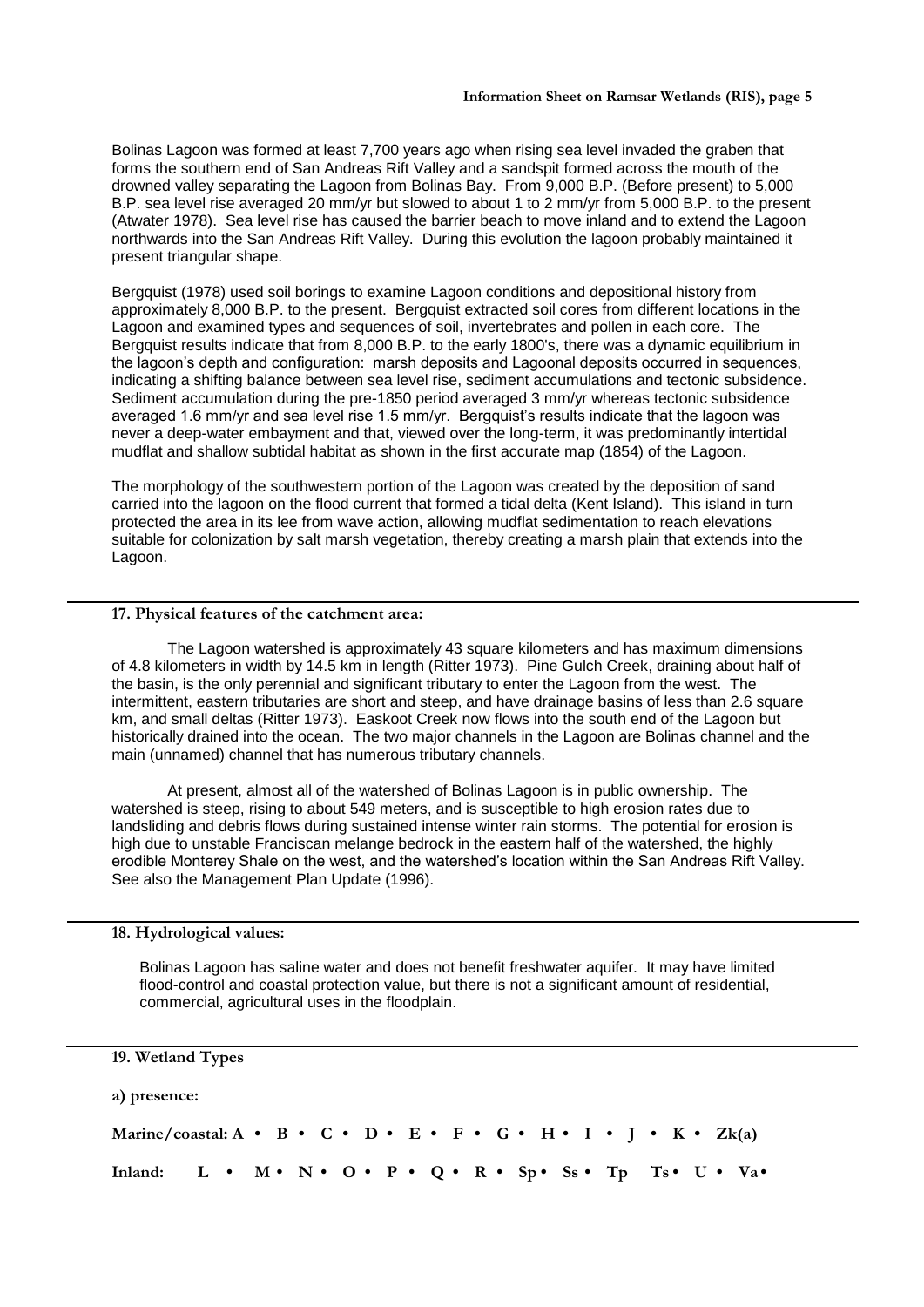Bolinas Lagoon was formed at least 7,700 years ago when rising sea level invaded the graben that forms the southern end of San Andreas Rift Valley and a sandspit formed across the mouth of the drowned valley separating the Lagoon from Bolinas Bay. From 9,000 B.P. (Before present) to 5,000 B.P. sea level rise averaged 20 mm/yr but slowed to about 1 to 2 mm/yr from 5,000 B.P. to the present (Atwater 1978). Sea level rise has caused the barrier beach to move inland and to extend the Lagoon northwards into the San Andreas Rift Valley. During this evolution the lagoon probably maintained it present triangular shape.

Bergquist (1978) used soil borings to examine Lagoon conditions and depositional history from approximately 8,000 B.P. to the present. Bergquist extracted soil cores from different locations in the Lagoon and examined types and sequences of soil, invertebrates and pollen in each core. The Bergquist results indicate that from 8,000 B.P. to the early 1800's, there was a dynamic equilibrium in the lagoon's depth and configuration: marsh deposits and Lagoonal deposits occurred in sequences, indicating a shifting balance between sea level rise, sediment accumulations and tectonic subsidence. Sediment accumulation during the pre-1850 period averaged 3 mm/yr whereas tectonic subsidence averaged 1.6 mm/yr and sea level rise 1.5 mm/yr. Bergquist's results indicate that the lagoon was never a deep-water embayment and that, viewed over the long-term, it was predominantly intertidal mudflat and shallow subtidal habitat as shown in the first accurate map (1854) of the Lagoon.

The morphology of the southwestern portion of the Lagoon was created by the deposition of sand carried into the lagoon on the flood current that formed a tidal delta (Kent Island). This island in turn protected the area in its lee from wave action, allowing mudflat sedimentation to reach elevations suitable for colonization by salt marsh vegetation, thereby creating a marsh plain that extends into the Lagoon.

**17. Physical features of the catchment area:**

The Lagoon watershed is approximately 43 square kilometers and has maximum dimensions of 4.8 kilometers in width by 14.5 km in length (Ritter 1973). Pine Gulch Creek, draining about half of the basin, is the only perennial and significant tributary to enter the Lagoon from the west. The intermittent, eastern tributaries are short and steep, and have drainage basins of less than 2.6 square km, and small deltas (Ritter 1973). Easkoot Creek now flows into the south end of the Lagoon but historically drained into the ocean. The two major channels in the Lagoon are Bolinas channel and the main (unnamed) channel that has numerous tributary channels.

At present, almost all of the watershed of Bolinas Lagoon is in public ownership. The watershed is steep, rising to about 549 meters, and is susceptible to high erosion rates due to landsliding and debris flows during sustained intense winter rain storms. The potential for erosion is high due to unstable Franciscan melange bedrock in the eastern half of the watershed, the highly erodible Monterey Shale on the west, and the watershed's location within the San Andreas Rift Valley. See also the Management Plan Update (1996).

**18. Hydrological values:**

Bolinas Lagoon has saline water and does not benefit freshwater aquifer. It may have limited flood-control and coastal protection value, but there is not a significant amount of residential, commercial, agricultural uses in the floodplain.

**19. Wetland Types**

**a) presence:**

**Marine/coastal: A • <u>B</u> • C • D • <u>E</u> • F • <u>G</u> • <u>H</u> • I • J • K • Zk(a)**

**Inland: L • M • N • O • P • Q • R • Sp • Ss • Tp Ts • U • Va •**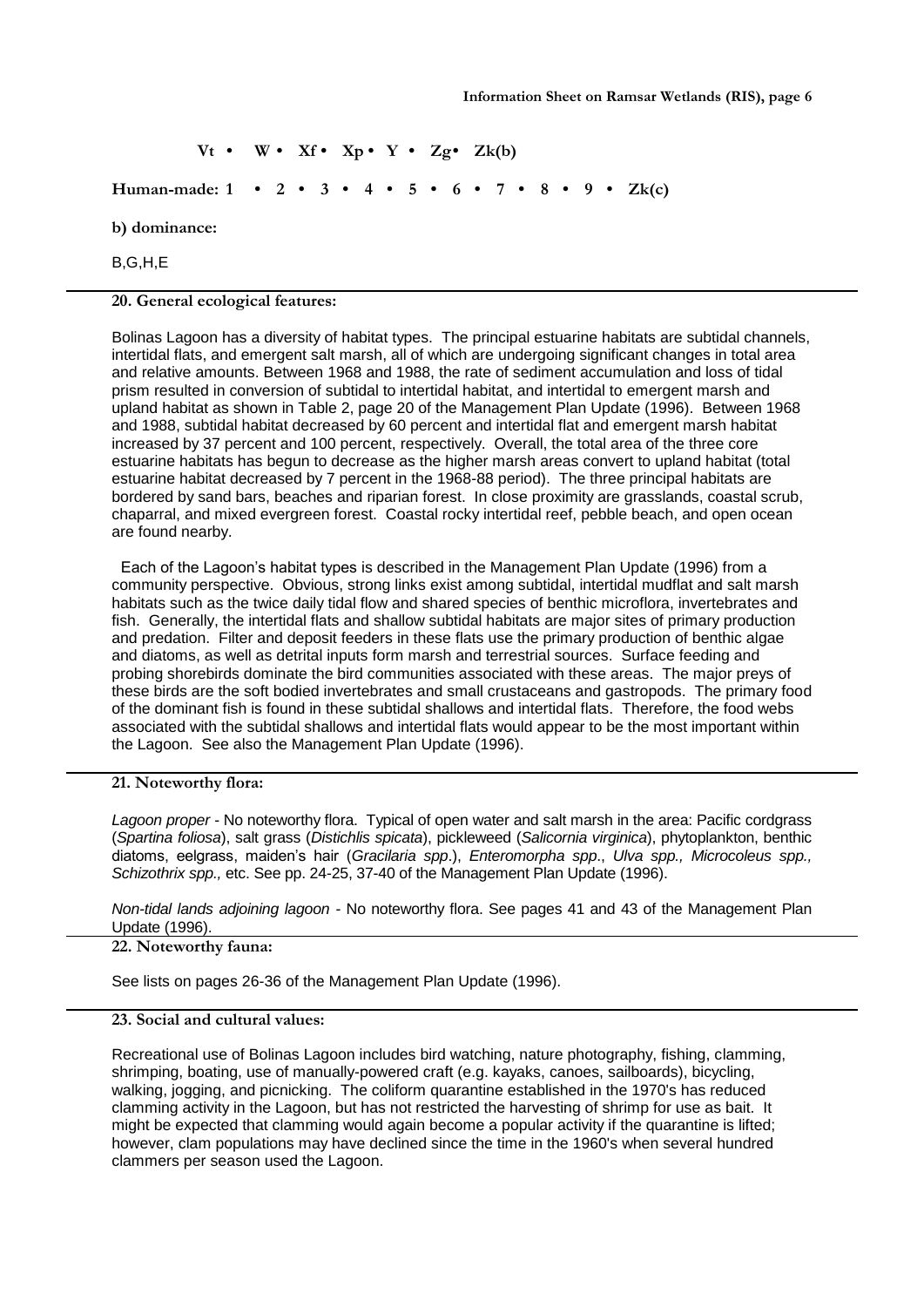**Vt • W • Xf • Xp • Y • Zg• Zk(b)**

**Human-made: 1 • 2 • 3 • 4 • 5 • 6 • 7 • 8 • 9 • Zk(c)**

**b) dominance:**

B,G,H,E

## 20. General ecological features:

Bolinas Lagoon has a diversity of habitat types. The principal estuarine habitats are subtidal channels, intertidal flats, and emergent salt marsh, all of which are undergoing significant changes in total area and relative amounts. Between 1968 and 1988, the rate of sediment accumulation and loss of tidal prism resulted in conversion of subtidal to intertidal habitat, and intertidal to emergent marsh and upland habitat as shown in Table 2, page 20 of the Management Plan Update (1996). Between 1968 and 1988, subtidal habitat decreased by 60 percent and intertidal flat and emergent marsh habitat increased by 37 percent and 100 percent, respectively. Overall, the total area of the three core estuarine habitats has begun to decrease as the higher marsh areas convert to upland habitat (total estuarine habitat decreased by 7 percent in the 1968-88 period). The three principal habitats are bordered by sand bars, beaches and riparian forest. In close proximity are grasslands, coastal scrub, chaparral, and mixed evergreen forest. Coastal rocky intertidal reef, pebble beach, and open ocean are found nearby.

Each of the Lagoon's habitat types is described in the Management Plan Update (1996) from a community perspective. Obvious, strong links exist among subtidal, intertidal mudflat and salt marsh habitats such as the twice daily tidal flow and shared species of benthic microflora, invertebrates and fish. Generally, the intertidal flats and shallow subtidal habitats are major sites of primary production and predation. Filter and deposit feeders in these flats use the primary production of benthic algae and diatoms, as well as detrital inputs form marsh and terrestrial sources. Surface feeding and probing shorebirds dominate the bird communities associated with these areas. The major preys of these birds are the soft bodied invertebrates and small crustaceans and gastropods. The primary food of the dominant fish is found in these subtidal shallows and intertidal flats. Therefore, the food webs associated with the subtidal shallows and intertidal flats would appear to be the most important within the Lagoon. See also the Management Plan Update (1996).

## 21. Noteworthy flora:

*Lagoon proper* - No noteworthy flora. Typical of open water and salt marsh in the area: Pacific cordgrass (*Spartina foliosa*), salt grass (*Distichlis spicata*), pickleweed (*Salicornia virginica*), phytoplankton, benthic diatoms, eelgrass, maiden's hair (*Gracilaria spp*.), *Enteromorpha spp*., *Ulva spp., Microcoleus spp., Schizothrix spp.,* etc. See pp. 24-25, 37-40 of the Management Plan Update (1996).

*Non-tidal lands adjoining lagoon* - No noteworthy flora. See pages 41 and 43 of the Management Plan Update (1996).

## 22. Noteworthy fauna:

See lists on pages 26-36 of the Management Plan Update (1996).

## 23. Social and cultural values:

Recreational use of Bolinas Lagoon includes bird watching, nature photography, fishing, clamming, shrimping, boating, use of manually-powered craft (e.g. kayaks, canoes, sailboards), bicycling, walking, jogging, and picnicking. The coliform quarantine established in the 1970's has reduced clamming activity in the Lagoon, but has not restricted the harvesting of shrimp for use as bait. It might be expected that clamming would again become a popular activity if the quarantine is lifted; however, clam populations may have declined since the time in the 1960's when several hundred clammers per season used the Lagoon.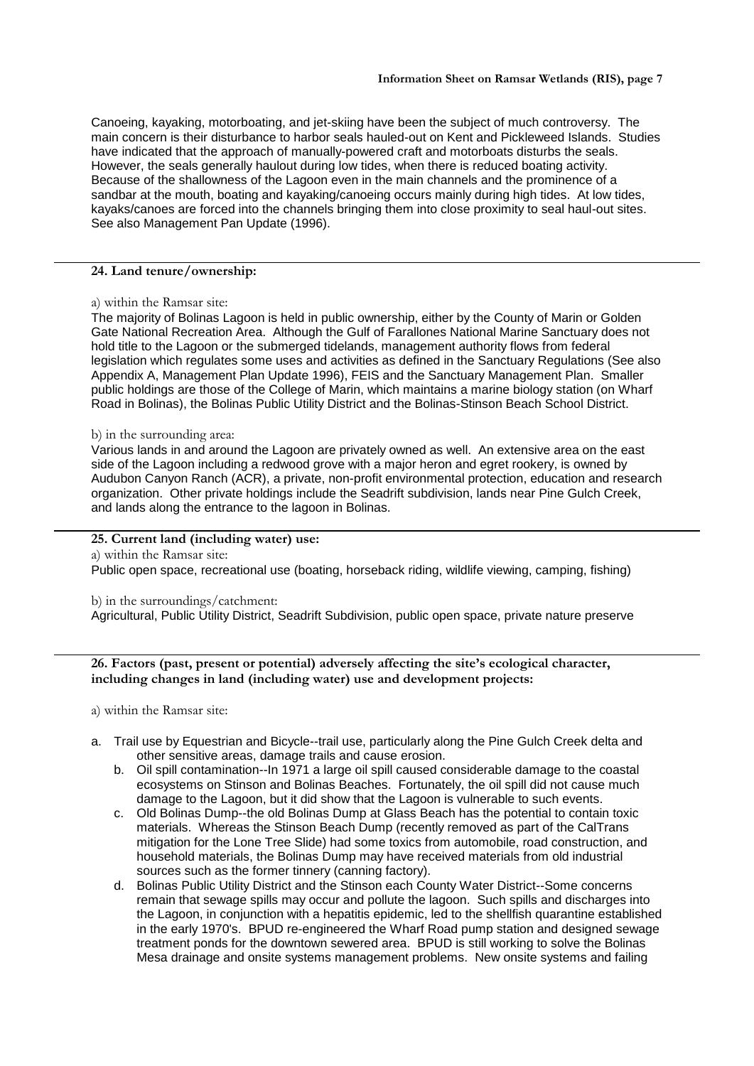Canoeing, kayaking, motorboating, and jet-skiing have been the subject of much controversy. The main concern is their disturbance to harbor seals hauled-out on Kent and Pickleweed Islands. Studies have indicated that the approach of manually-powered craft and motorboats disturbs the seals. However, the seals generally haulout during low tides, when there is reduced boating activity. Because of the shallowness of the Lagoon even in the main channels and the prominence of a sandbar at the mouth, boating and kayaking/canoeing occurs mainly during high tides. At low tides, kayaks/canoes are forced into the channels bringing them into close proximity to seal haul-out sites. See also Management Pan Update (1996).

**24. Land tenure/ownership:**

a) within the Ramsar site:

The majority of Bolinas Lagoon is held in public ownership, either by the County of Marin or Golden Gate National Recreation Area. Although the Gulf of Farallones National Marine Sanctuary does not hold title to the Lagoon or the submerged tidelands, management authority flows from federal legislation which regulates some uses and activities as defined in the Sanctuary Regulations (See also Appendix A, Management Plan Update 1996), FEIS and the Sanctuary Management Plan. Smaller public holdings are those of the College of Marin, which maintains a marine biology station (on Wharf Road in Bolinas), the Bolinas Public Utility District and the Bolinas-Stinson Beach School District.

b) in the surrounding area:

Various lands in and around the Lagoon are privately owned as well. An extensive area on the east side of the Lagoon including a redwood grove with a major heron and egret rookery, is owned by Audubon Canyon Ranch (ACR), a private, non-profit environmental protection, education and research organization. Other private holdings include the Seadrift subdivision, lands near Pine Gulch Creek, and lands along the entrance to the lagoon in Bolinas.

**25. Current land (including water) use:**

a) within the Ramsar site:

Public open space, recreational use (boating, horseback riding, wildlife viewing, camping, fishing)

b) in the surroundings/catchment:

Agricultural, Public Utility District, Seadrift Subdivision, public open space, private nature preserve

**26. Factors (past, present or potential) adversely affecting the site's ecological character, including changes in land (including water) use and development projects:**

a) within the Ramsar site:

a. Trail use by Equestrian and Bicycle--trail use, particularly along the Pine Gulch Creek delta and other sensitive areas, damage trails and cause erosion.
b. Oil spill contamination--In 1971 a large oil spill caused considerable damage to the coastal ecosystems on Stinson and Bolinas Beaches. Fortunately, the oil spill did not cause much damage to the Lagoon, but it did show that the Lagoon is vulnerable to such events.
c. Old Bolinas Dump--the old Bolinas Dump at Glass Beach has the potential to contain toxic materials. Whereas the Stinson Beach Dump (recently removed as part of the CalTrans mitigation for the Lone Tree Slide) had some toxics from automobile, road construction, and household materials, the Bolinas Dump may have received materials from old industrial sources such as the former tinnery (canning factory).
d. Bolinas Public Utility District and the Stinson each County Water District--Some concerns remain that sewage spills may occur and pollute the lagoon. Such spills and discharges into the Lagoon, in conjunction with a hepatitis epidemic, led to the shellfish quarantine established in the early 1970's. BPUD re-engineered the Wharf Road pump station and designed sewage treatment ponds for the downtown sewered area. BPUD is still working to solve the Bolinas Mesa drainage and onsite systems management problems. New onsite systems and failing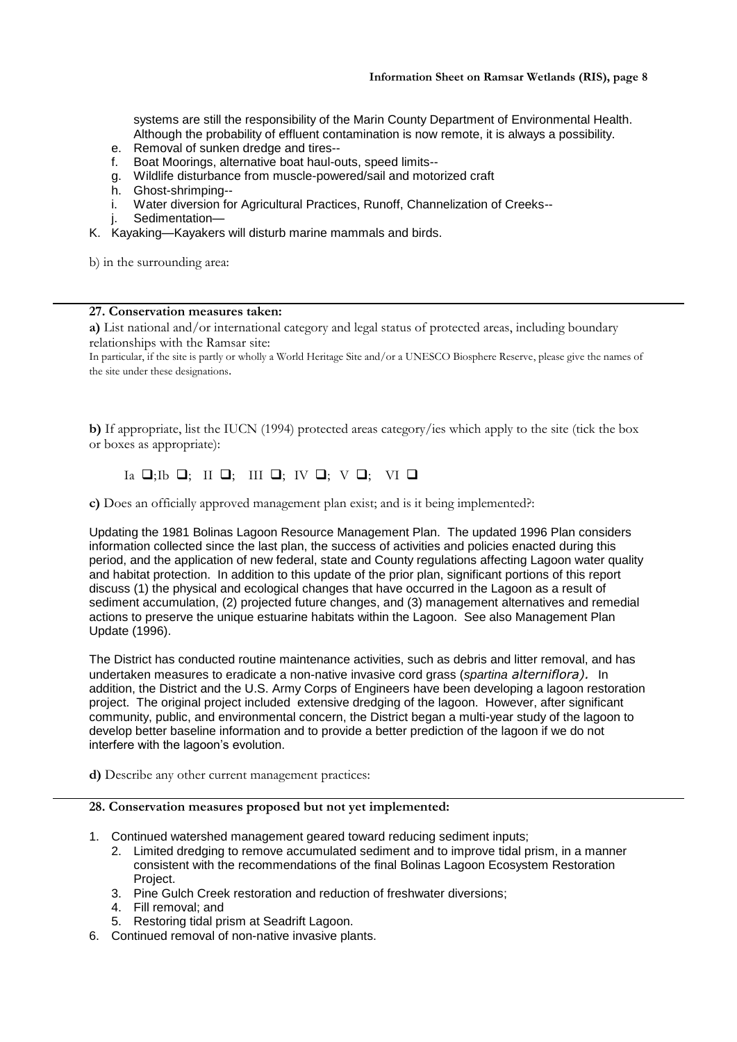systems are still the responsibility of the Marin County Department of Environmental Health. Although the probability of effluent contamination is now remote, it is always a possibility.

e. Removal of sunken dredge and tires--
f. Boat Moorings, alternative boat haul-outs, speed limits--
g. Wildlife disturbance from muscle-powered/sail and motorized craft
h. Ghost-shrimping--
i. Water diversion for Agricultural Practices, Runoff, Channelization of Creeks--
j. Sedimentation—

K. Kayaking—Kayakers will disturb marine mammals and birds.

b) in the surrounding area:

---

**27. Conservation measures taken:**

**a)** List national and/or international category and legal status of protected areas, including boundary relationships with the Ramsar site:

In particular, if the site is partly or wholly a World Heritage Site and/or a UNESCO Biosphere Reserve, please give the names of the site under these designations.

**b)** If appropriate, list the IUCN (1994) protected areas category/ies which apply to the site (tick the box or boxes as appropriate):

Ia ❑;Ib ❑; II ❑; III ❑; IV ❑; V ❑; VI ❑

**c)** Does an officially approved management plan exist; and is it being implemented?:

Updating the 1981 Bolinas Lagoon Resource Management Plan. The updated 1996 Plan considers information collected since the last plan, the success of activities and policies enacted during this period, and the application of new federal, state and County regulations affecting Lagoon water quality and habitat protection. In addition to this update of the prior plan, significant portions of this report discuss (1) the physical and ecological changes that have occurred in the Lagoon as a result of sediment accumulation, (2) projected future changes, and (3) management alternatives and remedial actions to preserve the unique estuarine habitats within the Lagoon. See also Management Plan Update (1996).

The District has conducted routine maintenance activities, such as debris and litter removal, and has undertaken measures to eradicate a non-native invasive cord grass (*spartina alterniflora).* In addition, the District and the U.S. Army Corps of Engineers have been developing a lagoon restoration project. The original project included extensive dredging of the lagoon. However, after significant community, public, and environmental concern, the District began a multi-year study of the lagoon to develop better baseline information and to provide a better prediction of the lagoon if we do not interfere with the lagoon's evolution.

**d)** Describe any other current management practices:

---

**28. Conservation measures proposed but not yet implemented:**

1. Continued watershed management geared toward reducing sediment inputs;
2. Limited dredging to remove accumulated sediment and to improve tidal prism, in a manner consistent with the recommendations of the final Bolinas Lagoon Ecosystem Restoration Project.
3. Pine Gulch Creek restoration and reduction of freshwater diversions;
4. Fill removal; and
5. Restoring tidal prism at Seadrift Lagoon.
6. Continued removal of non-native invasive plants.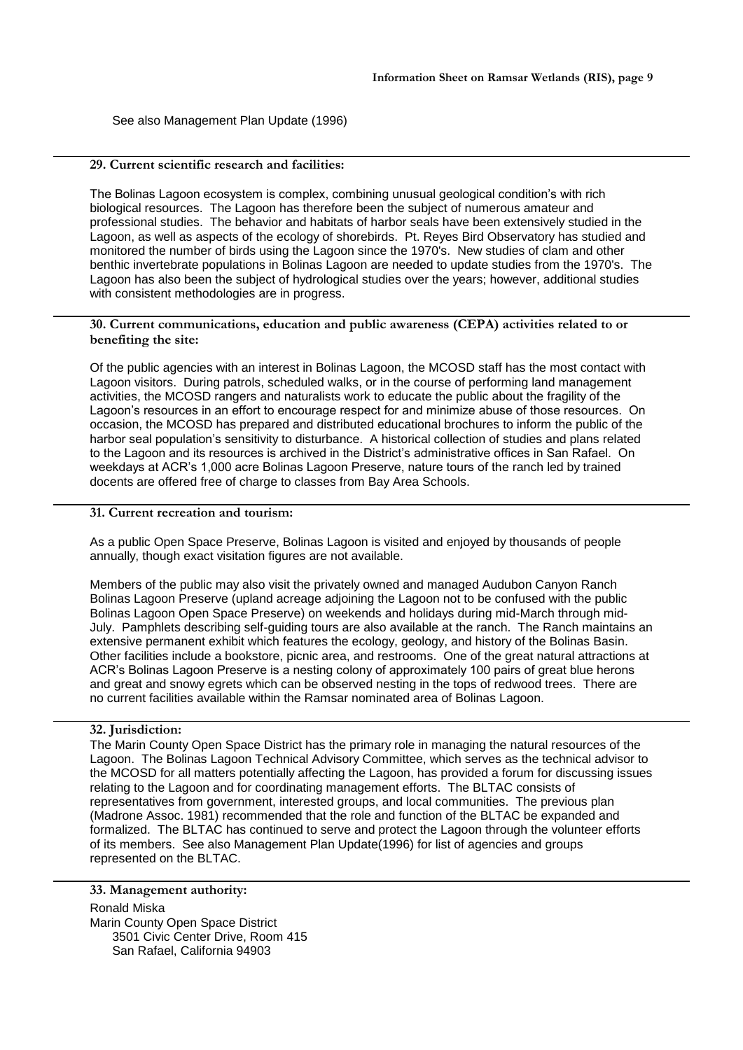See also Management Plan Update (1996)

**29. Current scientific research and facilities:**

The Bolinas Lagoon ecosystem is complex, combining unusual geological condition's with rich biological resources. The Lagoon has therefore been the subject of numerous amateur and professional studies. The behavior and habitats of harbor seals have been extensively studied in the Lagoon, as well as aspects of the ecology of shorebirds. Pt. Reyes Bird Observatory has studied and monitored the number of birds using the Lagoon since the 1970's. New studies of clam and other benthic invertebrate populations in Bolinas Lagoon are needed to update studies from the 1970's. The Lagoon has also been the subject of hydrological studies over the years; however, additional studies with consistent methodologies are in progress.

**30. Current communications, education and public awareness (CEPA) activities related to or benefiting the site:**

Of the public agencies with an interest in Bolinas Lagoon, the MCOSD staff has the most contact with Lagoon visitors. During patrols, scheduled walks, or in the course of performing land management activities, the MCOSD rangers and naturalists work to educate the public about the fragility of the Lagoon's resources in an effort to encourage respect for and minimize abuse of those resources. On occasion, the MCOSD has prepared and distributed educational brochures to inform the public of the harbor seal population's sensitivity to disturbance. A historical collection of studies and plans related to the Lagoon and its resources is archived in the District's administrative offices in San Rafael. On weekdays at ACR's 1,000 acre Bolinas Lagoon Preserve, nature tours of the ranch led by trained docents are offered free of charge to classes from Bay Area Schools.

**31. Current recreation and tourism:**

As a public Open Space Preserve, Bolinas Lagoon is visited and enjoyed by thousands of people annually, though exact visitation figures are not available.

Members of the public may also visit the privately owned and managed Audubon Canyon Ranch Bolinas Lagoon Preserve (upland acreage adjoining the Lagoon not to be confused with the public Bolinas Lagoon Open Space Preserve) on weekends and holidays during mid-March through mid-July. Pamphlets describing self-guiding tours are also available at the ranch. The Ranch maintains an extensive permanent exhibit which features the ecology, geology, and history of the Bolinas Basin. Other facilities include a bookstore, picnic area, and restrooms. One of the great natural attractions at ACR's Bolinas Lagoon Preserve is a nesting colony of approximately 100 pairs of great blue herons and great and snowy egrets which can be observed nesting in the tops of redwood trees. There are no current facilities available within the Ramsar nominated area of Bolinas Lagoon.

**32. Jurisdiction:**

The Marin County Open Space District has the primary role in managing the natural resources of the Lagoon. The Bolinas Lagoon Technical Advisory Committee, which serves as the technical advisor to the MCOSD for all matters potentially affecting the Lagoon, has provided a forum for discussing issues relating to the Lagoon and for coordinating management efforts. The BLTAC consists of representatives from government, interested groups, and local communities. The previous plan (Madrone Assoc. 1981) recommended that the role and function of the BLTAC be expanded and formalized. The BLTAC has continued to serve and protect the Lagoon through the volunteer efforts of its members. See also Management Plan Update(1996) for list of agencies and groups represented on the BLTAC.

**33. Management authority:**

Ronald Miska
Marin County Open Space District
3501 Civic Center Drive, Room 415
San Rafael, California 94903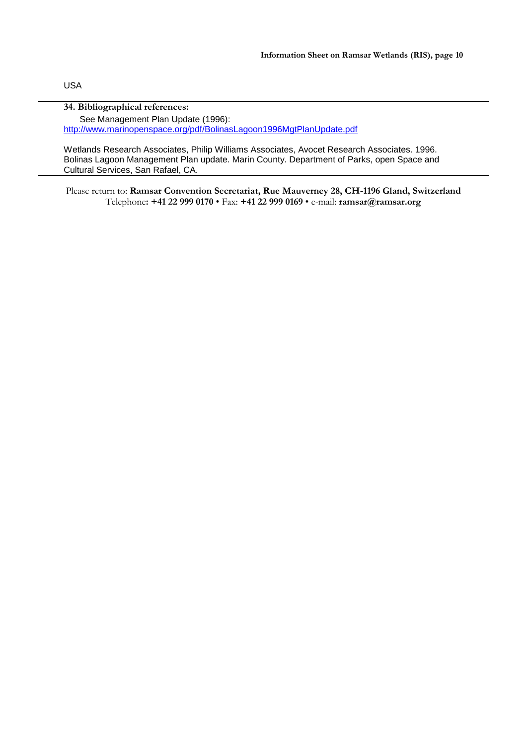USA

**34. Bibliographical references:**

See Management Plan Update (1996):
http://www.marinopenspace.org/pdf/BolinasLagoon1996MgtPlanUpdate.pdf

Wetlands Research Associates, Philip Williams Associates, Avocet Research Associates. 1996. Bolinas Lagoon Management Plan update. Marin County. Department of Parks, open Space and Cultural Services, San Rafael, CA.

Please return to: **Ramsar Convention Secretariat, Rue Mauverney 28, CH-1196 Gland, Switzerland**
Telephone**: +41 22 999 0170** • Fax: **+41 22 999 0169** • e-mail: **ramsar@ramsar.org**